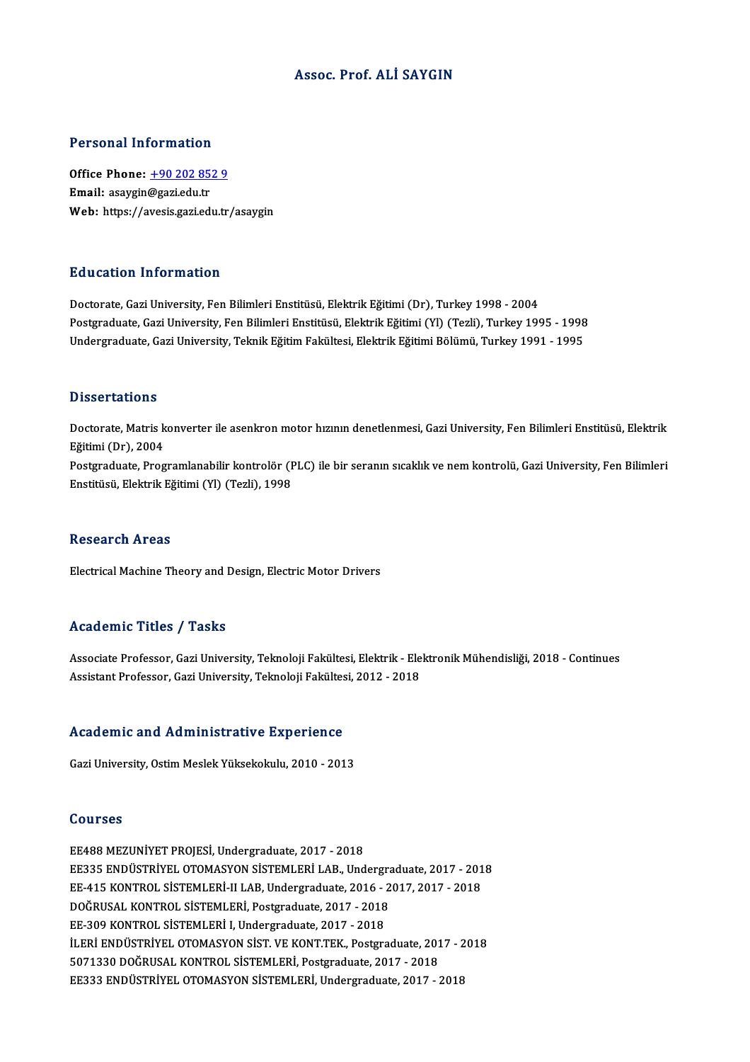# Assoc. Prof. ALİ SAYGIN

## Personal Information

**Office Phone:** +90 202 852 9
**Email:** asaygin@gazi.edu.tr
**Web:** https://avesis.gazi.edu.tr/asaygin

## Education Information

Doctorate, Gazi University, Fen Bilimleri Enstitüsü, Elektrik Eğitimi (Dr), Turkey 1998 - 2004
Postgraduate, Gazi University, Fen Bilimleri Enstitüsü, Elektrik Eğitimi (Yl) (Tezli), Turkey 1995 - 1998
Undergraduate, Gazi University, Teknik Eğitim Fakültesi, Elektrik Eğitimi Bölümü, Turkey 1991 - 1995

## Dissertations

Doctorate, Matris konverter ile asenkron motor hızının denetlenmesi, Gazi University, Fen Bilimleri Enstitüsü, Elektrik Eğitimi (Dr), 2004
Postgraduate, Programlanabilir kontrolör (PLC) ile bir seranın sıcaklık ve nem kontrolü, Gazi University, Fen Bilimleri Enstitüsü, Elektrik Eğitimi (Yl) (Tezli), 1998

## Research Areas

Electrical Machine Theory and Design, Electric Motor Drivers

## Academic Titles / Tasks

Associate Professor, Gazi University, Teknoloji Fakültesi, Elektrik - Elektronik Mühendisliği, 2018 - Continues
Assistant Professor, Gazi University, Teknoloji Fakültesi, 2012 - 2018

## Academic and Administrative Experience

Gazi University, Ostim Meslek Yüksekokulu, 2010 - 2013

## Courses

EE488 MEZUNİYET PROJESİ, Undergraduate, 2017 - 2018
EE335 ENDÜSTRİYEL OTOMASYON SİSTEMLERİ LAB., Undergraduate, 2017 - 2018
EE-415 KONTROL SİSTEMLERİ-II LAB, Undergraduate, 2016 - 2017, 2017 - 2018
DOĞRUSAL KONTROL SİSTEMLERİ, Postgraduate, 2017 - 2018
EE-309 KONTROL SİSTEMLERİ I, Undergraduate, 2017 - 2018
İLERİ ENDÜSTRİYEL OTOMASYON SİST. VE KONT.TEK., Postgraduate, 2017 - 2018
5071330 DOĞRUSAL KONTROL SİSTEMLERİ, Postgraduate, 2017 - 2018
EE333 ENDÜSTRİYEL OTOMASYON SİSTEMLERİ, Undergraduate, 2017 - 2018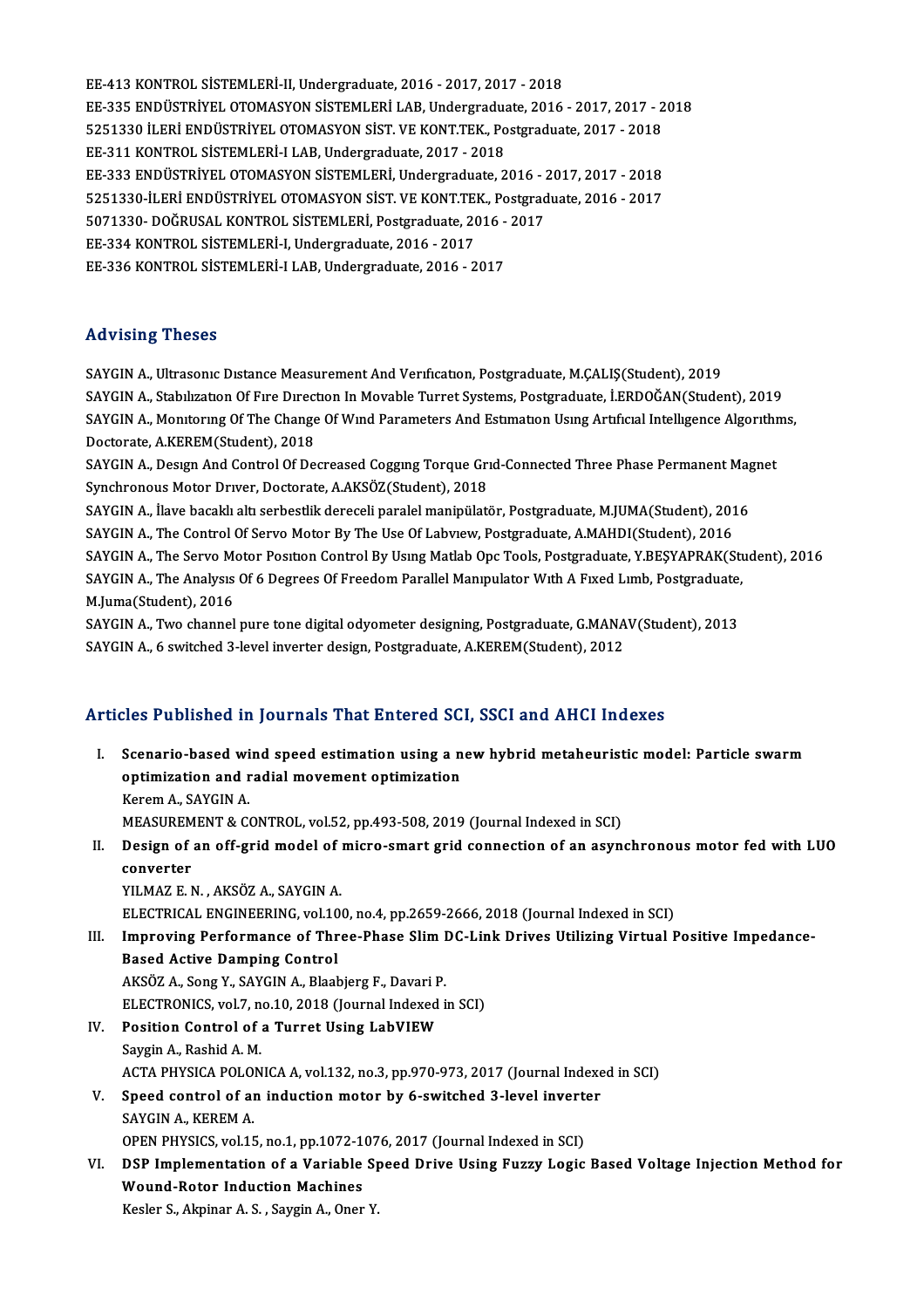EE-413 KONTROL SİSTEMLERİ-II, Undergraduate, 2016 - 2017, 2017 - 2018
EE-335 ENDÜSTRİYEL OTOMASYON SİSTEMLERİ LAB, Undergraduate, 2016 - 2017, 2017 - 2018
5251330 İLERİ ENDÜSTRİYEL OTOMASYON SİST. VE KONT.TEK., Postgraduate, 2017 - 2018
EE-311 KONTROL SİSTEMLERİ-I LAB, Undergraduate, 2017 - 2018
EE-333 ENDÜSTRİYEL OTOMASYON SİSTEMLERİ, Undergraduate, 2016 - 2017, 2017 - 2018
5251330-İLERİ ENDÜSTRİYEL OTOMASYON SİST. VE KONT.TEK., Postgraduate, 2016 - 2017
5071330- DOĞRUSAL KONTROL SİSTEMLERİ, Postgraduate, 2016 - 2017
EE-334 KONTROL SİSTEMLERİ-I, Undergraduate, 2016 - 2017
EE-336 KONTROL SİSTEMLERİ-I LAB, Undergraduate, 2016 - 2017

## Advising Theses

SAYGIN A., Ultrasonıc Dıstance Measurement And Verıfıcatıon, Postgraduate, M.ÇALIŞ(Student), 2019
SAYGIN A., Stabılızatıon Of Fıre Dırectıon In Movable Turret Systems, Postgraduate, İ.ERDOĞAN(Student), 2019
SAYGIN A., Monıtorıng Of The Change Of Wınd Parameters And Estımatıon Usıng Artıfıcıal Intellıgence Algorıthms, Doctorate, A.KEREM(Student), 2018
SAYGIN A., Desıgn And Control Of Decreased Coggıng Torque Grıd-Connected Three Phase Permanent Magnet Synchronous Motor Drıver, Doctorate, A.AKSÖZ(Student), 2018
SAYGIN A., İlave bacaklı altı serbestlik dereceli paralel manipülatör, Postgraduate, M.JUMA(Student), 2016
SAYGIN A., The Control Of Servo Motor By The Use Of Labvıew, Postgraduate, A.MAHDI(Student), 2016
SAYGIN A., The Servo Motor Posıtıon Control By Usıng Matlab Opc Tools, Postgraduate, Y.BEŞYAPRAK(Student), 2016
SAYGIN A., The Analysıs Of 6 Degrees Of Freedom Parallel Manıpulator Wıth A Fıxed Lımb, Postgraduate, M.Juma(Student), 2016
SAYGIN A., Two channel pure tone digital odyometer designing, Postgraduate, G.MANAV(Student), 2013
SAYGIN A., 6 switched 3-level inverter design, Postgraduate, A.KEREM(Student), 2012

## Articles Published in Journals That Entered SCI, SSCI and AHCI Indexes

I. **Scenario-based wind speed estimation using a new hybrid metaheuristic model: Particle swarm optimization and radial movement optimization**
Kerem A., SAYGIN A.
MEASUREMENT & CONTROL, vol.52, pp.493-508, 2019 (Journal Indexed in SCI)

II. **Design of an off-grid model of micro-smart grid connection of an asynchronous motor fed with LUO converter**
YILMAZ E. N. , AKSÖZ A., SAYGIN A.
ELECTRICAL ENGINEERING, vol.100, no.4, pp.2659-2666, 2018 (Journal Indexed in SCI)

III. **Improving Performance of Three-Phase Slim DC-Link Drives Utilizing Virtual Positive Impedance-Based Active Damping Control**
AKSÖZ A., Song Y., SAYGIN A., Blaabjerg F., Davari P.
ELECTRONICS, vol.7, no.10, 2018 (Journal Indexed in SCI)

IV. **Position Control of a Turret Using LabVIEW**
Saygin A., Rashid A. M.
ACTA PHYSICA POLONICA A, vol.132, no.3, pp.970-973, 2017 (Journal Indexed in SCI)

V. **Speed control of an induction motor by 6-switched 3-level inverter**
SAYGIN A., KEREM A.
OPEN PHYSICS, vol.15, no.1, pp.1072-1076, 2017 (Journal Indexed in SCI)

VI. **DSP Implementation of a Variable Speed Drive Using Fuzzy Logic Based Voltage Injection Method for Wound-Rotor Induction Machines**
Kesler S., Akpinar A. S. , Saygin A., Oner Y.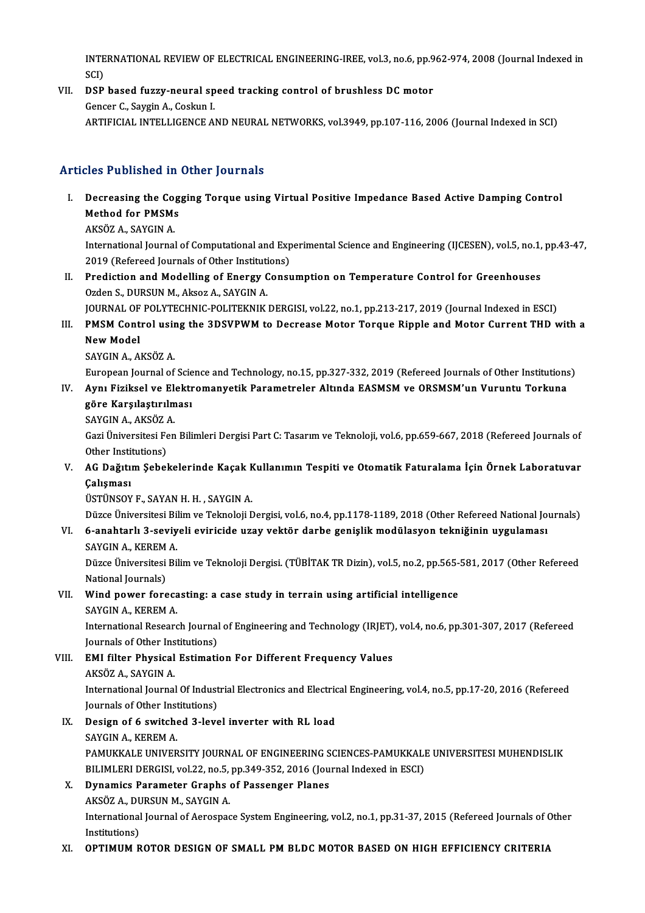INTERNATIONAL REVIEW OF ELECTRICAL ENGINEERING-IREE, vol.3, no.6, pp.962-974, 2008 (Journal Indexed in SCI)

VII. **DSP based fuzzy-neural speed tracking control of brushless DC motor**
Gencer C., Saygin A., Coskun I.
ARTIFICIAL INTELLIGENCE AND NEURAL NETWORKS, vol.3949, pp.107-116, 2006 (Journal Indexed in SCI)

## Articles Published in Other Journals

I. **Decreasing the Cogging Torque using Virtual Positive Impedance Based Active Damping Control Method for PMSMs**
AKSÖZ A., SAYGIN A.
International Journal of Computational and Experimental Science and Engineering (IJCESEN), vol.5, no.1, pp.43-47, 2019 (Refereed Journals of Other Institutions)

II. **Prediction and Modelling of Energy Consumption on Temperature Control for Greenhouses**
Ozden S., DURSUN M., Aksoz A., SAYGIN A.
JOURNAL OF POLYTECHNIC-POLITEKNIK DERGISI, vol.22, no.1, pp.213-217, 2019 (Journal Indexed in ESCI)

III. **PMSM Control using the 3DSVPWM to Decrease Motor Torque Ripple and Motor Current THD with a New Model**
SAYGIN A., AKSÖZ A.
European Journal of Science and Technology, no.15, pp.327-332, 2019 (Refereed Journals of Other Institutions)

IV. **Aynı Fiziksel ve Elektromanyetik Parametreler Altında EASMSM ve ORSMSM'un Vuruntu Torkuna göre Karşılaştırılması**
SAYGIN A., AKSÖZ A.
Gazi Üniversitesi Fen Bilimleri Dergisi Part C: Tasarım ve Teknoloji, vol.6, pp.659-667, 2018 (Refereed Journals of Other Institutions)

V. **AG Dağıtım Şebekelerinde Kaçak Kullanımın Tespiti ve Otomatik Faturalama İçin Örnek Laboratuvar Çalışması**
ÜSTÜNSOY F., SAYAN H. H. , SAYGIN A.
Düzce Üniversitesi Bilim ve Teknoloji Dergisi, vol.6, no.4, pp.1178-1189, 2018 (Other Refereed National Journals)

VI. **6-anahtarlı 3-seviyeli eviricide uzay vektör darbe genişlik modülasyon tekniğinin uygulaması**
SAYGIN A., KEREM A.
Düzce Üniversitesi Bilim ve Teknoloji Dergisi. (TÜBİTAK TR Dizin), vol.5, no.2, pp.565-581, 2017 (Other Refereed National Journals)

VII. **Wind power forecasting: a case study in terrain using artificial intelligence**
SAYGIN A., KEREM A.
International Research Journal of Engineering and Technology (IRJET), vol.4, no.6, pp.301-307, 2017 (Refereed Journals of Other Institutions)

VIII. **EMI filter Physical Estimation For Different Frequency Values**
AKSÖZ A., SAYGIN A.
International Journal Of Industrial Electronics and Electrical Engineering, vol.4, no.5, pp.17-20, 2016 (Refereed Journals of Other Institutions)

IX. **Design of 6 switched 3-level inverter with RL load**
SAYGIN A., KEREM A.
PAMUKKALE UNIVERSITY JOURNAL OF ENGINEERING SCIENCES-PAMUKKALE UNIVERSITESI MUHENDISLIK BILIMLERI DERGISI, vol.22, no.5, pp.349-352, 2016 (Journal Indexed in ESCI)

X. **Dynamics Parameter Graphs of Passenger Planes**
AKSÖZ A., DURSUN M., SAYGIN A.
International Journal of Aerospace System Engineering, vol.2, no.1, pp.31-37, 2015 (Refereed Journals of Other Institutions)

XI. **OPTIMUM ROTOR DESIGN OF SMALL PM BLDC MOTOR BASED ON HIGH EFFICIENCY CRITERIA**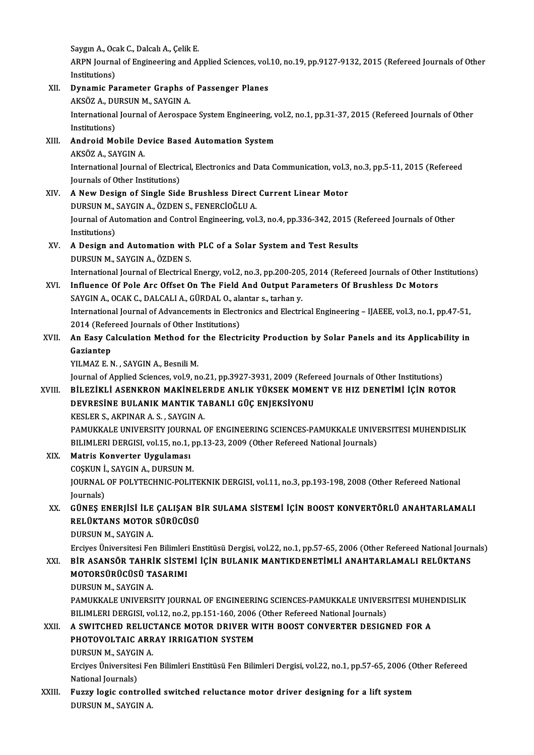Saygın A., Ocak C., Dalcalı A., Çelik E.
ARPN Journal of Engineering and Applied Sciences, vol.10, no.19, pp.9127-9132, 2015 (Refereed Journals of Other Institutions)

XII. **Dynamic Parameter Graphs of Passenger Planes**
AKSÖZ A., DURSUN M., SAYGIN A.
International Journal of Aerospace System Engineering, vol.2, no.1, pp.31-37, 2015 (Refereed Journals of Other Institutions)

XIII. **Android Mobile Device Based Automation System**
AKSÖZ A., SAYGIN A.
International Journal of Electrical, Electronics and Data Communication, vol.3, no.3, pp.5-11, 2015 (Refereed Journals of Other Institutions)

XIV. **A New Design of Single Side Brushless Direct Current Linear Motor**
DURSUN M., SAYGIN A., ÖZDEN S., FENERCİOĞLU A.
Journal of Automation and Control Engineering, vol.3, no.4, pp.336-342, 2015 (Refereed Journals of Other Institutions)

XV. **A Design and Automation with PLC of a Solar System and Test Results**
DURSUN M., SAYGIN A., ÖZDEN S.
International Journal of Electrical Energy, vol.2, no.3, pp.200-205, 2014 (Refereed Journals of Other Institutions)

XVI. **Influence Of Pole Arc Offset On The Field And Output Parameters Of Brushless Dc Motors**
SAYGIN A., OCAK C., DALCALI A., GÜRDAL O., alantar s., tarhan y.
International Journal of Advancements in Electronics and Electrical Engineering – IJAEEE, vol.3, no.1, pp.47-51, 2014 (Refereed Journals of Other Institutions)

XVII. **An Easy Calculation Method for the Electricity Production by Solar Panels and its Applicability in Gaziantep**
YILMAZ E. N. , SAYGIN A., Besnili M.
Journal of Applied Sciences, vol.9, no.21, pp.3927-3931, 2009 (Refereed Journals of Other Institutions)

XVIII. **BİLEZİKLİ ASENKRON MAKİNELERDE ANLIK YÜKSEK MOMENT VE HIZ DENETİMİ İÇİN ROTOR DEVRESİNE BULANIK MANTIK TABANLI GÜÇ ENJEKSİYONU**
KESLER S., AKPINAR A. S. , SAYGIN A.
PAMUKKALE UNIVERSITY JOURNAL OF ENGINEERING SCIENCES-PAMUKKALE UNIVERSITESI MUHENDISLIK BILIMLERI DERGISI, vol.15, no.1, pp.13-23, 2009 (Other Refereed National Journals)

XIX. **Matris Konverter Uygulaması**
COŞKUN İ., SAYGIN A., DURSUN M.
JOURNAL OF POLYTECHNIC-POLITEKNIK DERGISI, vol.11, no.3, pp.193-198, 2008 (Other Refereed National Journals)

XX. **GÜNEŞ ENERJİSİ İLE ÇALIŞAN BİR SULAMA SİSTEMİ İÇİN BOOST KONVERTÖRLÜ ANAHTARLAMALI RELÜKTANS MOTOR SÜRÜCÜSÜ**
DURSUN M., SAYGIN A.
Erciyes Üniversitesi Fen Bilimleri Enstitüsü Dergisi, vol.22, no.1, pp.57-65, 2006 (Other Refereed National Journals)

XXI. **BİR ASANSÖR TAHRİK SİSTEMİ İÇİN BULANIK MANTIKDENETİMLİ ANAHTARLAMALI RELÜKTANS MOTORSÜRÜCÜSÜ TASARIMI**
DURSUN M., SAYGIN A.
PAMUKKALE UNIVERSITY JOURNAL OF ENGINEERING SCIENCES-PAMUKKALE UNIVERSITESI MUHENDISLIK BILIMLERI DERGISI, vol.12, no.2, pp.151-160, 2006 (Other Refereed National Journals)

XXII. **A SWITCHED RELUCTANCE MOTOR DRIVER WITH BOOST CONVERTER DESIGNED FOR A PHOTOVOLTAIC ARRAY IRRIGATION SYSTEM**
DURSUN M., SAYGIN A.
Erciyes Üniversitesi Fen Bilimleri Enstitüsü Fen Bilimleri Dergisi, vol.22, no.1, pp.57-65, 2006 (Other Refereed National Journals)

XXIII. **Fuzzy logic controlled switched reluctance motor driver designing for a lift system**
DURSUN M., SAYGIN A.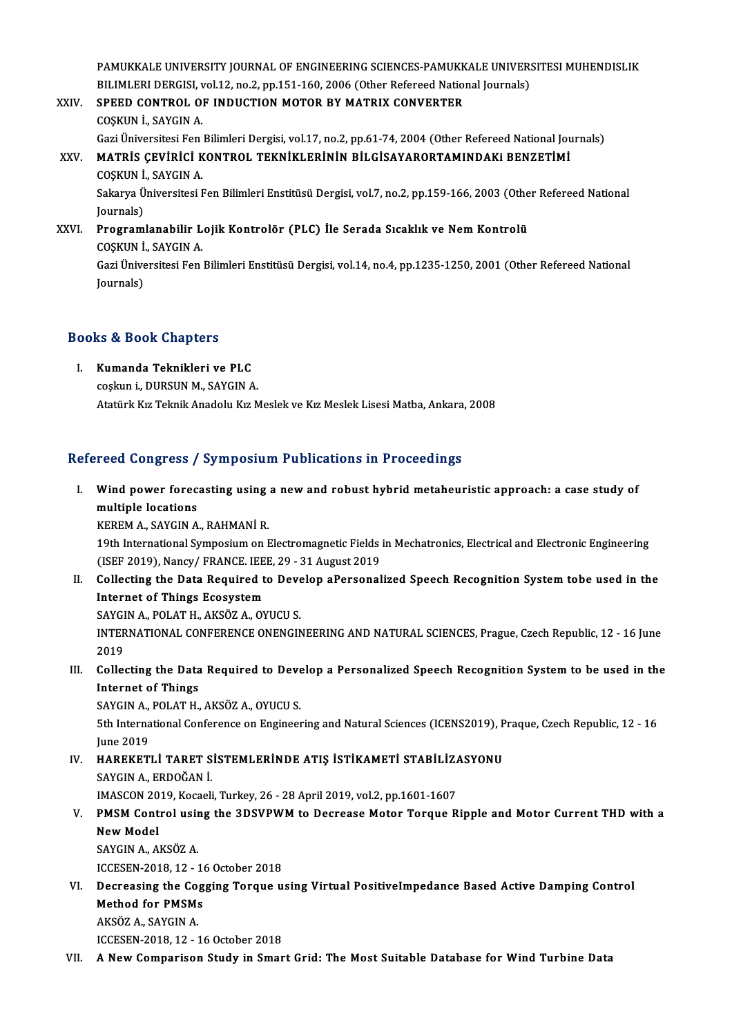PAMUKKALE UNIVERSITY JOURNAL OF ENGINEERING SCIENCES-PAMUKKALE UNIVERSITESI MUHENDISLIK BILIMLERI DERGISI, vol.12, no.2, pp.151-160, 2006 (Other Refereed National Journals)

XXIV. **SPEED CONTROL OF INDUCTION MOTOR BY MATRIX CONVERTER**
COŞKUN İ., SAYGIN A.
Gazi Üniversitesi Fen Bilimleri Dergisi, vol.17, no.2, pp.61-74, 2004 (Other Refereed National Journals)

XXV. **MATRİS ÇEVİRİCİ KONTROL TEKNİKLERİNİN BİLGİSAYARORTAMINDAKi BENZETİMİ**
COŞKUN İ., SAYGIN A.
Sakarya Üniversitesi Fen Bilimleri Enstitüsü Dergisi, vol.7, no.2, pp.159-166, 2003 (Other Refereed National Journals)

XXVI. **Programlanabilir Lojik Kontrolör (PLC) İle Serada Sıcaklık ve Nem Kontrolü**
COŞKUN İ., SAYGIN A.
Gazi Üniversitesi Fen Bilimleri Enstitüsü Dergisi, vol.14, no.4, pp.1235-1250, 2001 (Other Refereed National Journals)

## Books & Book Chapters

I. **Kumanda Teknikleri ve PLC**
coşkun i., DURSUN M., SAYGIN A.
Atatürk Kız Teknik Anadolu Kız Meslek ve Kız Meslek Lisesi Matba, Ankara, 2008

## Refereed Congress / Symposium Publications in Proceedings

I. **Wind power forecasting using a new and robust hybrid metaheuristic approach: a case study of multiple locations**
KEREM A., SAYGIN A., RAHMANİ R.
19th International Symposium on Electromagnetic Fields in Mechatronics, Electrical and Electronic Engineering (ISEF 2019), Nancy/ FRANCE. IEEE, 29 - 31 August 2019

II. **Collecting the Data Required to Develop aPersonalized Speech Recognition System tobe used in the Internet of Things Ecosystem**
SAYGIN A., POLAT H., AKSÖZ A., OYUCU S.
INTERNATIONAL CONFERENCE ONENGINEERING AND NATURAL SCIENCES, Prague, Czech Republic, 12 - 16 June 2019

III. **Collecting the Data Required to Develop a Personalized Speech Recognition System to be used in the Internet of Things**
SAYGIN A., POLAT H., AKSÖZ A., OYUCU S.
5th International Conference on Engineering and Natural Sciences (ICENS2019), Praque, Czech Republic, 12 - 16 June 2019

IV. **HAREKETLİ TARET SİSTEMLERİNDE ATIŞ İSTİKAMETİ STABİLİZASYONU**
SAYGIN A., ERDOĞAN İ.
IMASCON 2019, Kocaeli, Turkey, 26 - 28 April 2019, vol.2, pp.1601-1607

V. **PMSM Control using the 3DSVPWM to Decrease Motor Torque Ripple and Motor Current THD with a New Model**
SAYGIN A., AKSÖZ A.
ICCESEN-2018, 12 - 16 October 2018

VI. **Decreasing the Cogging Torque using Virtual PositiveImpedance Based Active Damping Control Method for PMSMs**
AKSÖZ A., SAYGIN A.
ICCESEN-2018, 12 - 16 October 2018

VII. **A New Comparison Study in Smart Grid: The Most Suitable Database for Wind Turbine Data**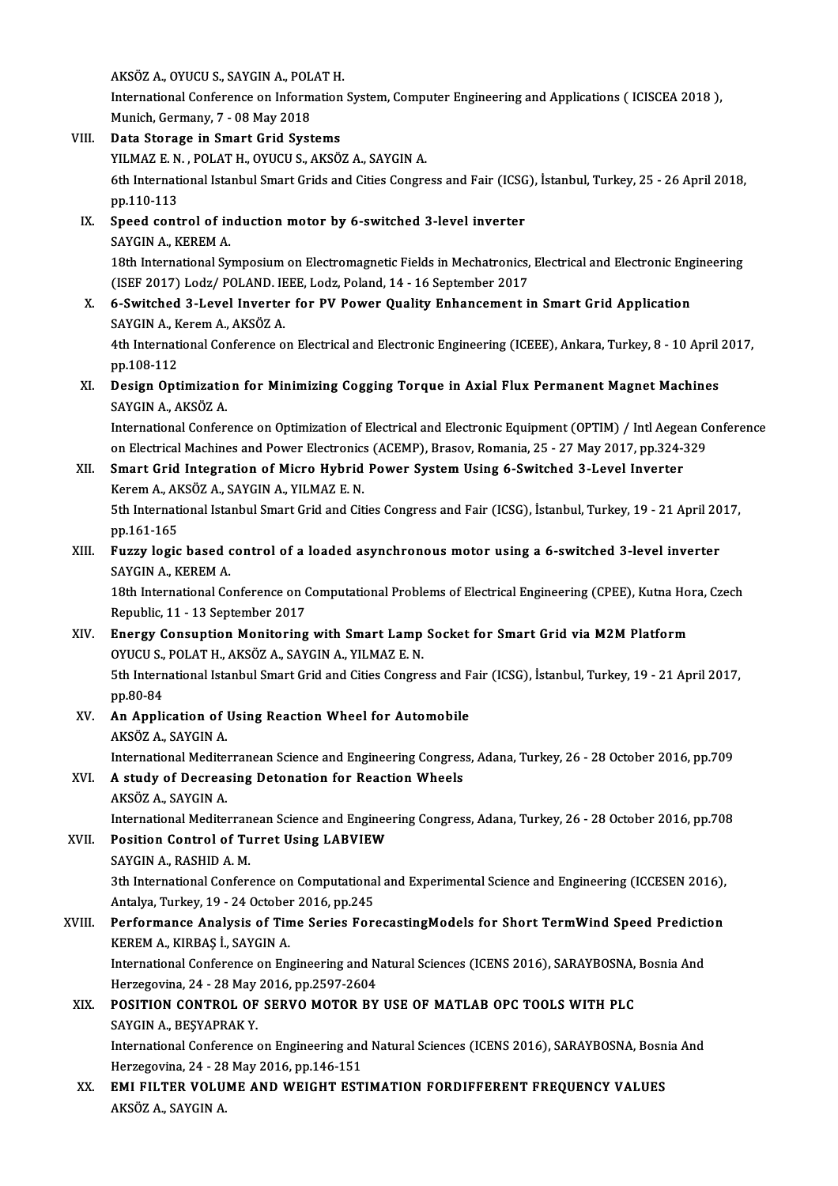AKSÖZ A., OYUCU S., SAYGIN A., POLAT H.
International Conference on Information System, Computer Engineering and Applications ( ICISCEA 2018 ), Munich, Germany, 7 - 08 May 2018

VIII. **Data Storage in Smart Grid Systems**
YILMAZ E. N. , POLAT H., OYUCU S., AKSÖZ A., SAYGIN A.
6th International Istanbul Smart Grids and Cities Congress and Fair (ICSG), İstanbul, Turkey, 25 - 26 April 2018, pp.110-113

IX. **Speed control of induction motor by 6-switched 3-level inverter**
SAYGIN A., KEREM A.
18th International Symposium on Electromagnetic Fields in Mechatronics, Electrical and Electronic Engineering (ISEF 2017) Lodz/ POLAND. IEEE, Lodz, Poland, 14 - 16 September 2017

X. **6-Switched 3-Level Inverter for PV Power Quality Enhancement in Smart Grid Application**
SAYGIN A., Kerem A., AKSÖZ A.
4th International Conference on Electrical and Electronic Engineering (ICEEE), Ankara, Turkey, 8 - 10 April 2017, pp.108-112

XI. **Design Optimization for Minimizing Cogging Torque in Axial Flux Permanent Magnet Machines**
SAYGIN A., AKSÖZ A.
International Conference on Optimization of Electrical and Electronic Equipment (OPTIM) / Intl Aegean Conference on Electrical Machines and Power Electronics (ACEMP), Brasov, Romania, 25 - 27 May 2017, pp.324-329

XII. **Smart Grid Integration of Micro Hybrid Power System Using 6-Switched 3-Level Inverter**
Kerem A., AKSÖZ A., SAYGIN A., YILMAZ E. N.
5th International Istanbul Smart Grid and Cities Congress and Fair (ICSG), İstanbul, Turkey, 19 - 21 April 2017, pp.161-165

XIII. **Fuzzy logic based control of a loaded asynchronous motor using a 6-switched 3-level inverter**
SAYGIN A., KEREM A.
18th International Conference on Computational Problems of Electrical Engineering (CPEE), Kutna Hora, Czech Republic, 11 - 13 September 2017

XIV. **Energy Consuption Monitoring with Smart Lamp Socket for Smart Grid via M2M Platform**
OYUCU S., POLAT H., AKSÖZ A., SAYGIN A., YILMAZ E. N.
5th International Istanbul Smart Grid and Cities Congress and Fair (ICSG), İstanbul, Turkey, 19 - 21 April 2017, pp.80-84

XV. **An Application of Using Reaction Wheel for Automobile**
AKSÖZ A., SAYGIN A.
International Mediterranean Science and Engineering Congress, Adana, Turkey, 26 - 28 October 2016, pp.709

XVI. **A study of Decreasing Detonation for Reaction Wheels**
AKSÖZ A., SAYGIN A.
International Mediterranean Science and Engineering Congress, Adana, Turkey, 26 - 28 October 2016, pp.708

XVII. **Position Control of Turret Using LABVIEW**
SAYGIN A., RASHID A. M.
3th International Conference on Computational and Experimental Science and Engineering (ICCESEN 2016), Antalya, Turkey, 19 - 24 October 2016, pp.245

XVIII. **Performance Analysis of Time Series ForecastingModels for Short TermWind Speed Prediction**
KEREM A., KIRBAŞ İ., SAYGIN A.
International Conference on Engineering and Natural Sciences (ICENS 2016), SARAYBOSNA, Bosnia And Herzegovina, 24 - 28 May 2016, pp.2597-2604

XIX. **POSITION CONTROL OF SERVO MOTOR BY USE OF MATLAB OPC TOOLS WITH PLC**
SAYGIN A., BEŞYAPRAK Y.
International Conference on Engineering and Natural Sciences (ICENS 2016), SARAYBOSNA, Bosnia And Herzegovina, 24 - 28 May 2016, pp.146-151

XX. **EMI FILTER VOLUME AND WEIGHT ESTIMATION FORDIFFERENT FREQUENCY VALUES**
AKSÖZ A., SAYGIN A.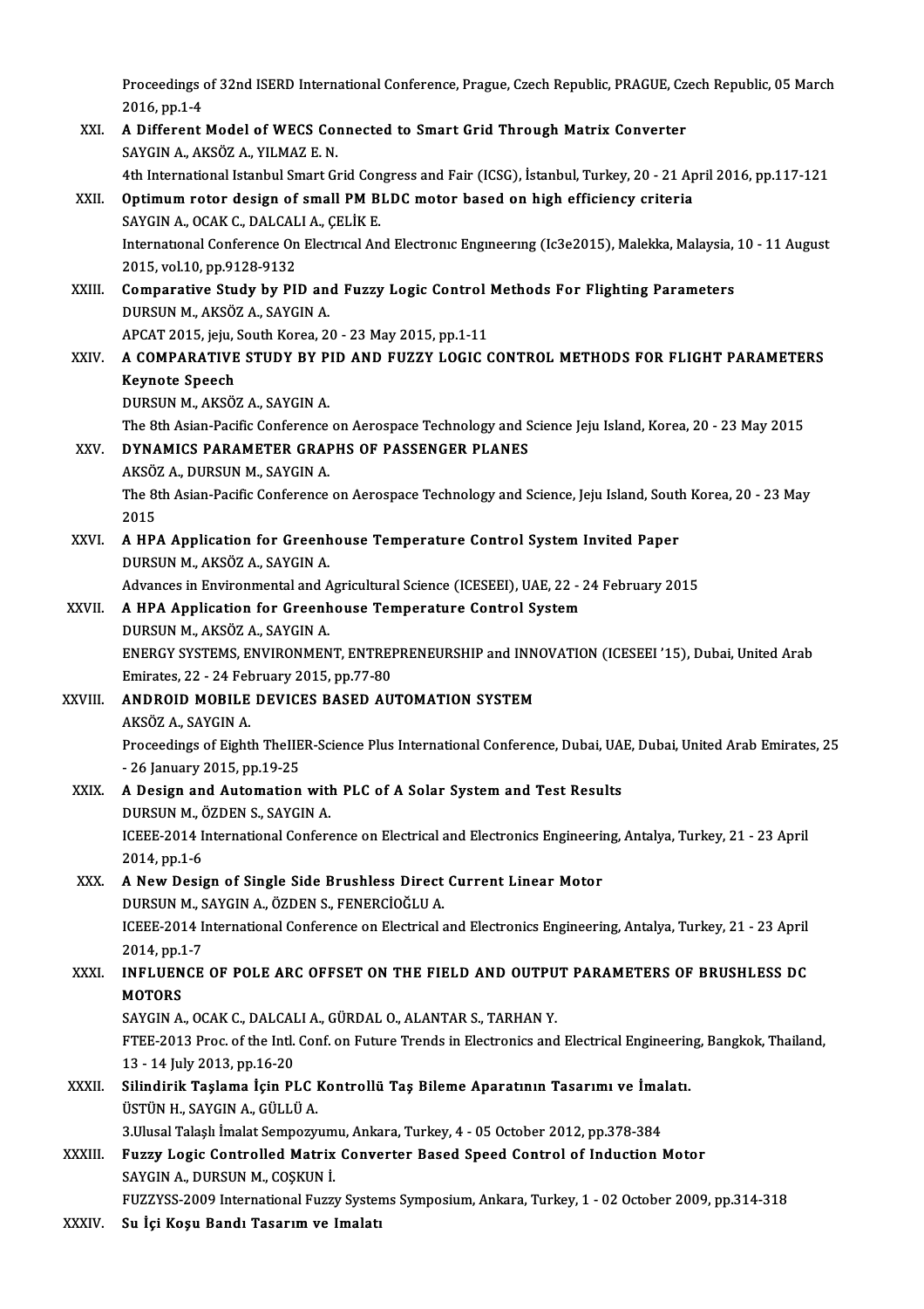Proceedings of 32nd ISERD International Conference, Prague, Czech Republic, PRAGUE, Czech Republic, 05 March 2016, pp.1-4

XXI. **A Different Model of WECS Connected to Smart Grid Through Matrix Converter**
SAYGIN A., AKSÖZ A., YILMAZ E. N.
4th International Istanbul Smart Grid Congress and Fair (ICSG), İstanbul, Turkey, 20 - 21 April 2016, pp.117-121

XXII. **Optimum rotor design of small PM BLDC motor based on high efficiency criteria**
SAYGIN A., OCAK C., DALCALI A., ÇELİK E.
Internatıonal Conference On Electrıcal And Electronıc Engıneerıng (Ic3e2015), Malekka, Malaysia, 10 - 11 August 2015, vol.10, pp.9128-9132

XXIII. **Comparative Study by PID and Fuzzy Logic Control Methods For Flighting Parameters**
DURSUN M., AKSÖZ A., SAYGIN A.
APCAT 2015, jeju, South Korea, 20 - 23 May 2015, pp.1-11

XXIV. **A COMPARATIVE STUDY BY PID AND FUZZY LOGIC CONTROL METHODS FOR FLIGHT PARAMETERS Keynote Speech**
DURSUN M., AKSÖZ A., SAYGIN A.
The 8th Asian-Pacific Conference on Aerospace Technology and Science Jeju Island, Korea, 20 - 23 May 2015

XXV. **DYNAMICS PARAMETER GRAPHS OF PASSENGER PLANES**
AKSÖZ A., DURSUN M., SAYGIN A.
The 8th Asian-Pacific Conference on Aerospace Technology and Science, Jeju Island, South Korea, 20 - 23 May 2015

XXVI. **A HPA Application for Greenhouse Temperature Control System Invited Paper**
DURSUN M., AKSÖZ A., SAYGIN A.
Advances in Environmental and Agricultural Science (ICESEEI), UAE, 22 - 24 February 2015

XXVII. **A HPA Application for Greenhouse Temperature Control System**
DURSUN M., AKSÖZ A., SAYGIN A.
ENERGY SYSTEMS, ENVIRONMENT, ENTREPRENEURSHIP and INNOVATION (ICESEEI '15), Dubai, United Arab Emirates, 22 - 24 February 2015, pp.77-80

XXVIII. **ANDROID MOBILE DEVICES BASED AUTOMATION SYSTEM**
AKSÖZ A., SAYGIN A.
Proceedings of Eighth TheIIER-Science Plus International Conference, Dubai, UAE, Dubai, United Arab Emirates, 25 - 26 January 2015, pp.19-25

XXIX. **A Design and Automation with PLC of A Solar System and Test Results**
DURSUN M., ÖZDEN S., SAYGIN A.
ICEEE-2014 International Conference on Electrical and Electronics Engineering, Antalya, Turkey, 21 - 23 April 2014, pp.1-6

XXX. **A New Design of Single Side Brushless Direct Current Linear Motor**
DURSUN M., SAYGIN A., ÖZDEN S., FENERCİOĞLU A.
ICEEE-2014 International Conference on Electrical and Electronics Engineering, Antalya, Turkey, 21 - 23 April 2014, pp.1-7

XXXI. **INFLUENCE OF POLE ARC OFFSET ON THE FIELD AND OUTPUT PARAMETERS OF BRUSHLESS DC MOTORS**
SAYGIN A., OCAK C., DALCALI A., GÜRDAL O., ALANTAR S., TARHAN Y.
FTEE-2013 Proc. of the Intl. Conf. on Future Trends in Electronics and Electrical Engineering, Bangkok, Thailand, 13 - 14 July 2013, pp.16-20

XXXII. **Silindirik Taşlama İçin PLC Kontrollü Taş Bileme Aparatının Tasarımı ve İmalatı.**
ÜSTÜN H., SAYGIN A., GÜLLÜ A.
3.Ulusal Talaşlı İmalat Sempozyumu, Ankara, Turkey, 4 - 05 October 2012, pp.378-384

XXXIII. **Fuzzy Logic Controlled Matrix Converter Based Speed Control of Induction Motor**
SAYGIN A., DURSUN M., COŞKUN İ.
FUZZYSS-2009 International Fuzzy Systems Symposium, Ankara, Turkey, 1 - 02 October 2009, pp.314-318

XXXIV. **Su İçi Koşu Bandı Tasarım ve Imalatı**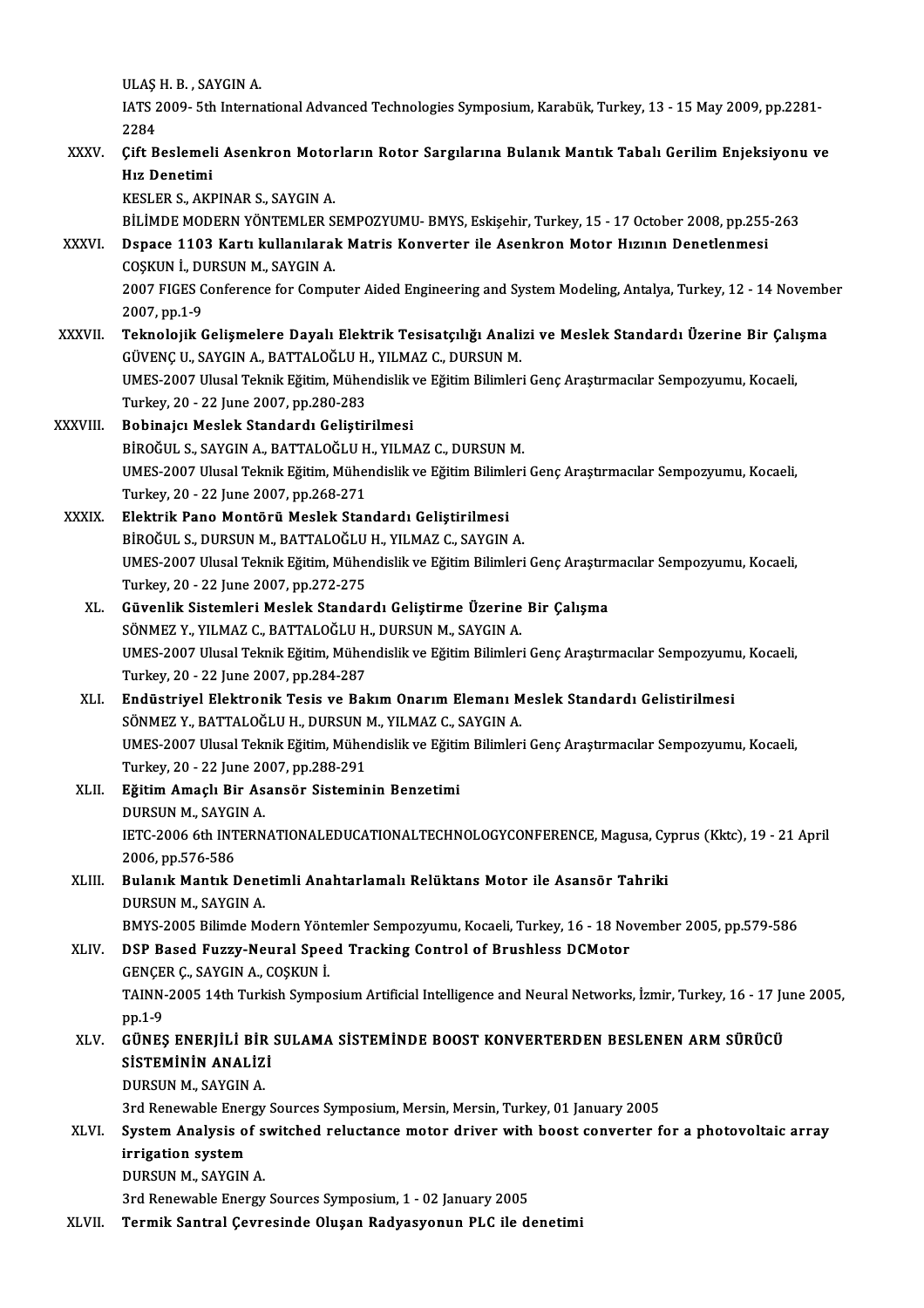ULAŞ H. B. , SAYGIN A.
IATS 2009- 5th International Advanced Technologies Symposium, Karabük, Turkey, 13 - 15 May 2009, pp.2281-2284

XXXV. **Çift Beslemeli Asenkron Motorların Rotor Sargılarına Bulanık Mantık Tabalı Gerilim Enjeksiyonu ve Hız Denetimi**
KESLER S., AKPINAR S., SAYGIN A.
BİLİMDE MODERN YÖNTEMLER SEMPOZYUMU- BMYS, Eskişehir, Turkey, 15 - 17 October 2008, pp.255-263

XXXVI. **Dspace 1103 Kartı kullanılarak Matris Konverter ile Asenkron Motor Hızının Denetlenmesi**
COŞKUN İ., DURSUN M., SAYGIN A.
2007 FIGES Conference for Computer Aided Engineering and System Modeling, Antalya, Turkey, 12 - 14 November 2007, pp.1-9

XXXVII. **Teknolojik Gelişmelere Dayalı Elektrik Tesisatçılığı Analizi ve Meslek Standardı Üzerine Bir Çalışma**
GÜVENÇ U., SAYGIN A., BATTALOĞLU H., YILMAZ C., DURSUN M.
UMES-2007 Ulusal Teknik Eğitim, Mühendislik ve Eğitim Bilimleri Genç Araştırmacılar Sempozyumu, Kocaeli, Turkey, 20 - 22 June 2007, pp.280-283

XXXVIII. **Bobinajcı Meslek Standardı Geliştirilmesi**
BİROĞUL S., SAYGIN A., BATTALOĞLU H., YILMAZ C., DURSUN M.
UMES-2007 Ulusal Teknik Eğitim, Mühendislik ve Eğitim Bilimleri Genç Araştırmacılar Sempozyumu, Kocaeli, Turkey, 20 - 22 June 2007, pp.268-271

XXXIX. **Elektrik Pano Montörü Meslek Standardı Geliştirilmesi**
BİROĞUL S., DURSUN M., BATTALOĞLU H., YILMAZ C., SAYGIN A.
UMES-2007 Ulusal Teknik Eğitim, Mühendislik ve Eğitim Bilimleri Genç Araştırmacılar Sempozyumu, Kocaeli, Turkey, 20 - 22 June 2007, pp.272-275

XL. **Güvenlik Sistemleri Meslek Standardı Geliştirme Üzerine Bir Çalışma**
SÖNMEZ Y., YILMAZ C., BATTALOĞLU H., DURSUN M., SAYGIN A.
UMES-2007 Ulusal Teknik Eğitim, Mühendislik ve Eğitim Bilimleri Genç Araştırmacılar Sempozyumu, Kocaeli, Turkey, 20 - 22 June 2007, pp.284-287

XLI. **Endüstriyel Elektronik Tesis ve Bakım Onarım Elemanı Meslek Standardı Gelistirilmesi**
SÖNMEZ Y., BATTALOĞLU H., DURSUN M., YILMAZ C., SAYGIN A.
UMES-2007 Ulusal Teknik Eğitim, Mühendislik ve Eğitim Bilimleri Genç Araştırmacılar Sempozyumu, Kocaeli, Turkey, 20 - 22 June 2007, pp.288-291

XLII. **Eğitim Amaçlı Bir Asansör Sisteminin Benzetimi**
DURSUN M., SAYGIN A.
IETC-2006 6th INTERNATIONALEDUCATIONALTECHNOLOGYCONFERENCE, Magusa, Cyprus (Kktc), 19 - 21 April 2006, pp.576-586

XLIII. **Bulanık Mantık Denetimli Anahtarlamalı Relüktans Motor ile Asansör Tahriki**
DURSUN M., SAYGIN A.
BMYS-2005 Bilimde Modern Yöntemler Sempozyumu, Kocaeli, Turkey, 16 - 18 November 2005, pp.579-586

XLIV. **DSP Based Fuzzy-Neural Speed Tracking Control of Brushless DCMotor**
GENÇER Ç., SAYGIN A., COŞKUN İ.
TAINN-2005 14th Turkish Symposium Artificial Intelligence and Neural Networks, İzmir, Turkey, 16 - 17 June 2005, pp.1-9

XLV. **GÜNEŞ ENERJİLİ BİR SULAMA SİSTEMİNDE BOOST KONVERTERDEN BESLENEN ARM SÜRÜCÜ SİSTEMİNİN ANALİZİ**
DURSUN M., SAYGIN A.
3rd Renewable Energy Sources Symposium, Mersin, Mersin, Turkey, 01 January 2005

XLVI. **System Analysis of switched reluctance motor driver with boost converter for a photovoltaic array irrigation system**
DURSUN M., SAYGIN A.
3rd Renewable Energy Sources Symposium, 1 - 02 January 2005

XLVII. **Termik Santral Çevresinde Oluşan Radyasyonun PLC ile denetimi**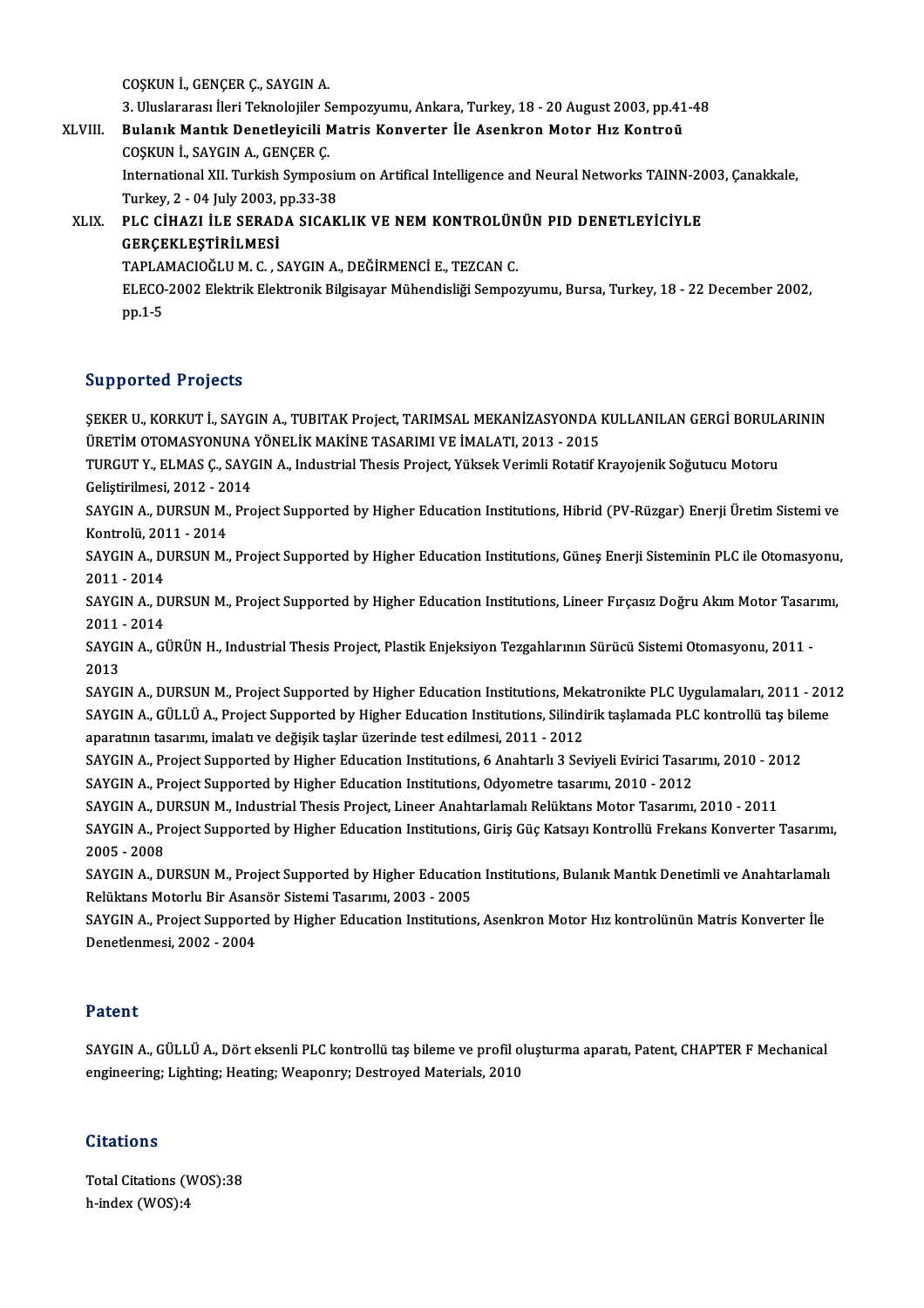COŞKUN İ., GENÇER Ç., SAYGIN A.
3. Uluslararası İleri Teknolojiler Sempozyumu, Ankara, Turkey, 18 - 20 August 2003, pp.41-48

XLVIII. **Bulanık Mantık Denetleyicili Matris Konverter İle Asenkron Motor Hız Kontroü**
COŞKUN İ., SAYGIN A., GENÇER Ç.
International XII. Turkish Symposium on Artifical Intelligence and Neural Networks TAINN-2003, Çanakkale, Turkey, 2 - 04 July 2003, pp.33-38

XLIX. **PLC CİHAZI İLE SERADA SICAKLIK VE NEM KONTROLÜNÜN PID DENETLEYİCİYLE GERÇEKLEŞTİRİLMESİ**
TAPLAMACIOĞLU M. C. , SAYGIN A., DEĞİRMENCİ E., TEZCAN C.
ELECO-2002 Elektrik Elektronik Bilgisayar Mühendisliği Sempozyumu, Bursa, Turkey, 18 - 22 December 2002, pp.1-5

## Supported Projects

ŞEKER U., KORKUT İ., SAYGIN A., TUBITAK Project, TARIMSAL MEKANİZASYONDA KULLANILAN GERGİ BORULARININ ÜRETİM OTOMASYONUNA YÖNELİK MAKİNE TASARIMI VE İMALATI, 2013 - 2015

TURGUT Y., ELMAS Ç., SAYGIN A., Industrial Thesis Project, Yüksek Verimli Rotatif Krayojenik Soğutucu Motoru Geliştirilmesi, 2012 - 2014

SAYGIN A., DURSUN M., Project Supported by Higher Education Institutions, Hibrid (PV-Rüzgar) Enerji Üretim Sistemi ve Kontrolü, 2011 - 2014

SAYGIN A., DURSUN M., Project Supported by Higher Education Institutions, Güneş Enerji Sisteminin PLC ile Otomasyonu, 2011 - 2014

SAYGIN A., DURSUN M., Project Supported by Higher Education Institutions, Lineer Fırçasız Doğru Akım Motor Tasarımı, 2011 - 2014

SAYGIN A., GÜRÜN H., Industrial Thesis Project, Plastik Enjeksiyon Tezgahlarının Sürücü Sistemi Otomasyonu, 2011 - 2013

SAYGIN A., DURSUN M., Project Supported by Higher Education Institutions, Mekatronikte PLC Uygulamaları, 2011 - 2012

SAYGIN A., GÜLLÜ A., Project Supported by Higher Education Institutions, Silindirik taşlamada PLC kontrollü taş bileme aparatının tasarımı, imalatı ve değişik taşlar üzerinde test edilmesi, 2011 - 2012

SAYGIN A., Project Supported by Higher Education Institutions, 6 Anahtarlı 3 Seviyeli Evirici Tasarımı, 2010 - 2012

SAYGIN A., Project Supported by Higher Education Institutions, Odyometre tasarımı, 2010 - 2012

SAYGIN A., DURSUN M., Industrial Thesis Project, Lineer Anahtarlamalı Relüktans Motor Tasarımı, 2010 - 2011

SAYGIN A., Project Supported by Higher Education Institutions, Giriş Güç Katsayı Kontrollü Frekans Konverter Tasarımı, 2005 - 2008

SAYGIN A., DURSUN M., Project Supported by Higher Education Institutions, Bulanık Mantık Denetimli ve Anahtarlamalı Relüktans Motorlu Bir Asansör Sistemi Tasarımı, 2003 - 2005

SAYGIN A., Project Supported by Higher Education Institutions, Asenkron Motor Hız kontrolünün Matris Konverter İle Denetlenmesi, 2002 - 2004

## Patent

SAYGIN A., GÜLLÜ A., Dört eksenli PLC kontrollü taş bileme ve profil oluşturma aparatı, Patent, CHAPTER F Mechanical engineering; Lighting; Heating; Weaponry; Destroyed Materials, 2010

## Citations

Total Citations (WOS):38
h-index (WOS):4